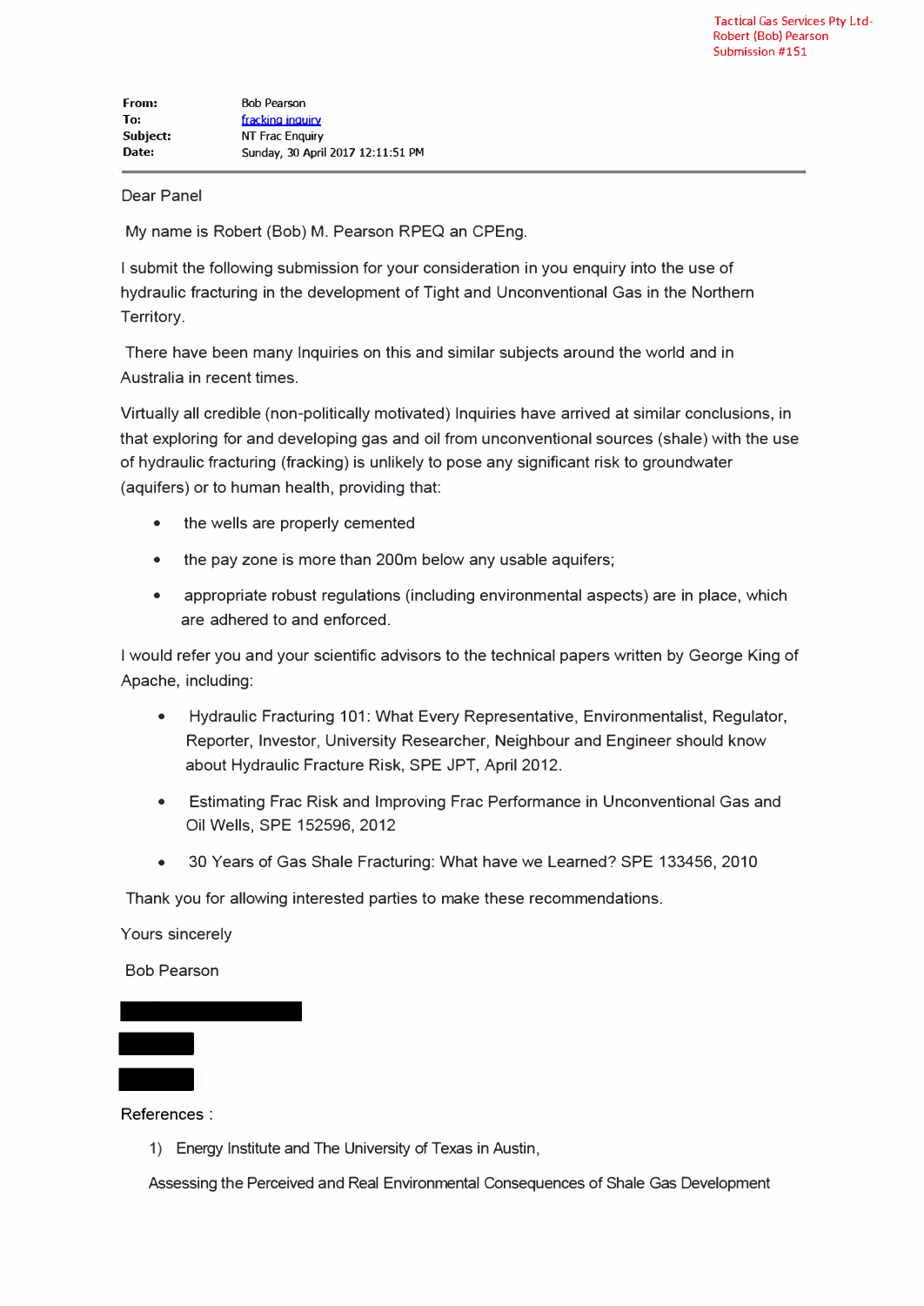Tactical Gas Services Pty Ltd- Robert (Bob) Pearson Submission #151

**From:** Bob Pearson
**To:** fracking inquiry
**Subject:** NT Frac Enquiry
**Date:** Sunday, 30 April 2017 12:11:51 PM

---

Dear Panel

My name is Robert (Bob) M. Pearson RPEQ an CPEng.

I submit the following submission for your consideration in you enquiry into the use of hydraulic fracturing in the development of Tight and Unconventional Gas in the Northern Territory.

There have been many Inquiries on this and similar subjects around the world and in Australia in recent times.

Virtually all credible (non-politically motivated) Inquiries have arrived at similar conclusions, in that exploring for and developing gas and oil from unconventional sources (shale) with the use of hydraulic fracturing (fracking) is unlikely to pose any significant risk to groundwater (aquifers) or to human health, providing that:

- the wells are properly cemented
- the pay zone is more than 200m below any usable aquifers;
- appropriate robust regulations (including environmental aspects) are in place, which are adhered to and enforced.

I would refer you and your scientific advisors to the technical papers written by George King of Apache, including:

- Hydraulic Fracturing 101: What Every Representative, Environmentalist, Regulator, Reporter, Investor, University Researcher, Neighbour and Engineer should know about Hydraulic Fracture Risk, SPE JPT, April 2012.
- Estimating Frac Risk and Improving Frac Performance in Unconventional Gas and Oil Wells, SPE 152596, 2012
- 30 Years of Gas Shale Fracturing: What have we Learned? SPE 133456, 2010

Thank you for allowing interested parties to make these recommendations.

Yours sincerely

Bob Pearson

References :

1) Energy Institute and The University of Texas in Austin,

Assessing the Perceived and Real Environmental Consequences of Shale Gas Development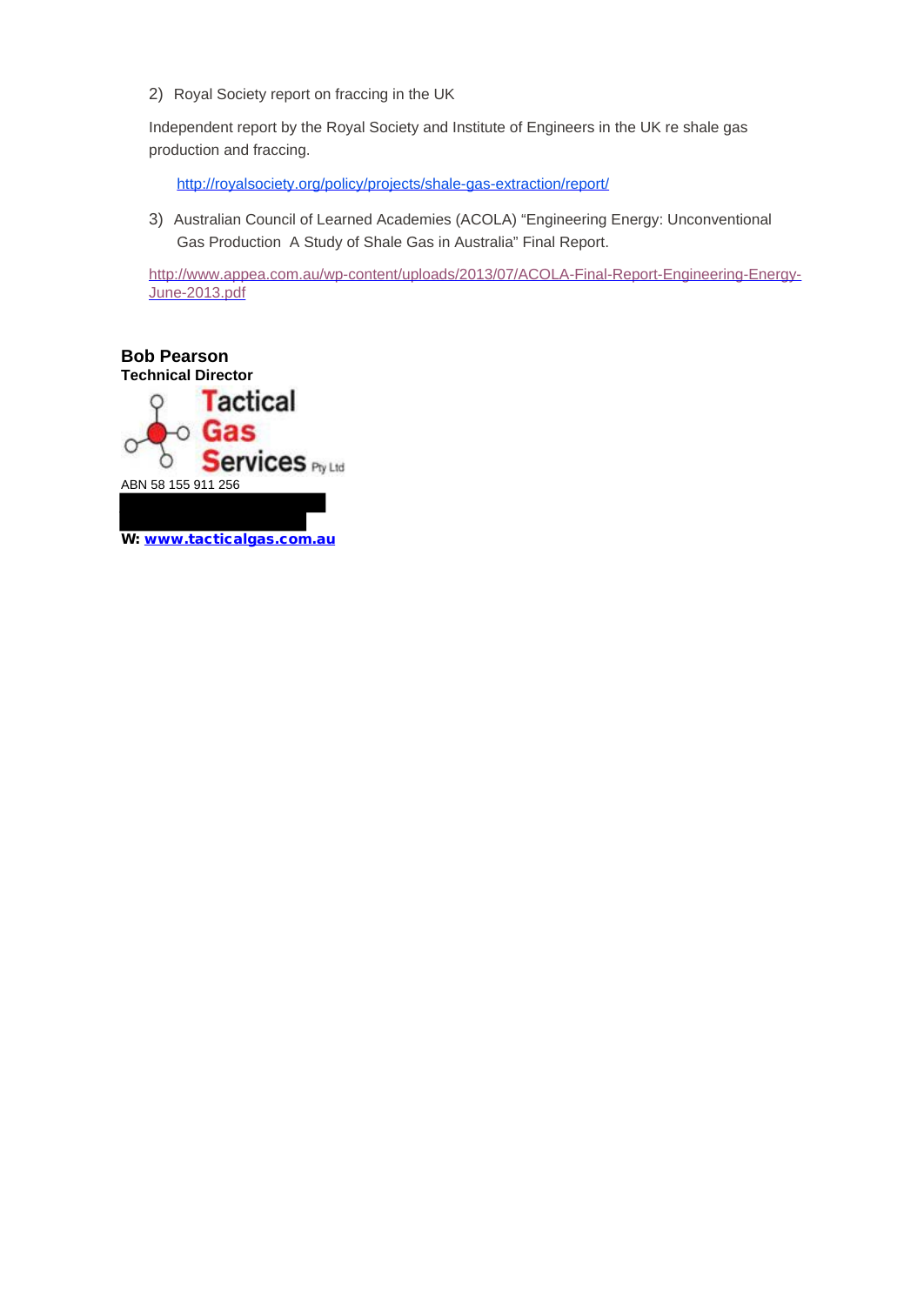2) Royal Society report on fraccing in the UK

Independent report by the Royal Society and Institute of Engineers in the UK re shale gas production and fraccing.

http://royalsociety.org/policy/projects/shale-gas-extraction/report/

3) Australian Council of Learned Academies (ACOLA) "Engineering Energy: Unconventional Gas Production A Study of Shale Gas in Australia" Final Report.

http://www.appea.com.au/wp-content/uploads/2013/07/ACOLA-Final-Report-Engineering-Energy-June-2013.pdf

**Bob Pearson**
**Technical Director**

Tactical Gas Services Pty Ltd

ABN 58 155 911 256

**W: www.tacticalgas.com.au**